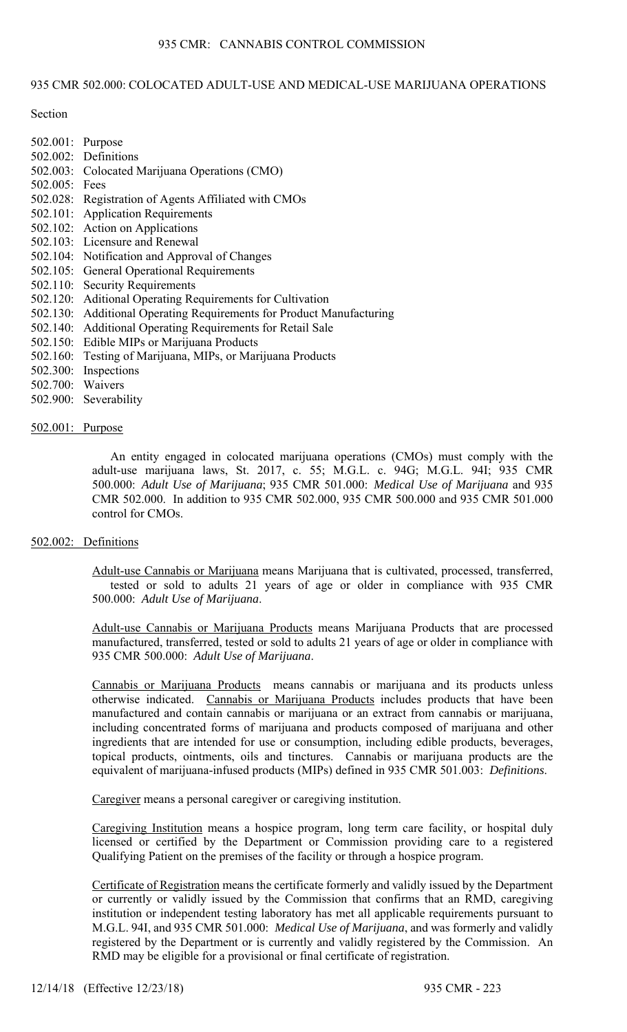# 935 CMR 502.000: COLOCATED ADULT-USE AND MEDICAL-USE MARIJUANA OPERATIONS

Section

502.001: Purpose
502.002: Definitions
502.003: Colocated Marijuana Operations (CMO)
502.005: Fees
502.028: Registration of Agents Affiliated with CMOs
502.101: Application Requirements
502.102: Action on Applications
502.103: Licensure and Renewal
502.104: Notification and Approval of Changes
502.105: General Operational Requirements
502.110: Security Requirements
502.120: Aditional Operating Requirements for Cultivation
502.130: Additional Operating Requirements for Product Manufacturing
502.140: Additional Operating Requirements for Retail Sale
502.150: Edible MIPs or Marijuana Products
502.160: Testing of Marijuana, MIPs, or Marijuana Products
502.300: Inspections
502.700: Waivers
502.900: Severability

## 502.001: Purpose

An entity engaged in colocated marijuana operations (CMOs) must comply with the adult-use marijuana laws, St. 2017, c. 55; M.G.L. c. 94G; M.G.L. 94I; 935 CMR 500.000: *Adult Use of Marijuana*; 935 CMR 501.000: *Medical Use of Marijuana* and 935 CMR 502.000. In addition to 935 CMR 502.000, 935 CMR 500.000 and 935 CMR 501.000 control for CMOs.

## 502.002: Definitions

Adult-use Cannabis or Marijuana means Marijuana that is cultivated, processed, transferred, tested or sold to adults 21 years of age or older in compliance with 935 CMR 500.000: *Adult Use of Marijuana*.

Adult-use Cannabis or Marijuana Products means Marijuana Products that are processed manufactured, transferred, tested or sold to adults 21 years of age or older in compliance with 935 CMR 500.000: *Adult Use of Marijuana*.

Cannabis or Marijuana Products means cannabis or marijuana and its products unless otherwise indicated. Cannabis or Marijuana Products includes products that have been manufactured and contain cannabis or marijuana or an extract from cannabis or marijuana, including concentrated forms of marijuana and products composed of marijuana and other ingredients that are intended for use or consumption, including edible products, beverages, topical products, ointments, oils and tinctures. Cannabis or marijuana products are the equivalent of marijuana-infused products (MIPs) defined in 935 CMR 501.003: *Definitions*.

Caregiver means a personal caregiver or caregiving institution.

Caregiving Institution means a hospice program, long term care facility, or hospital duly licensed or certified by the Department or Commission providing care to a registered Qualifying Patient on the premises of the facility or through a hospice program.

Certificate of Registration means the certificate formerly and validly issued by the Department or currently or validly issued by the Commission that confirms that an RMD, caregiving institution or independent testing laboratory has met all applicable requirements pursuant to M.G.L. 94I, and 935 CMR 501.000: *Medical Use of Marijuana*, and was formerly and validly registered by the Department or is currently and validly registered by the Commission. An RMD may be eligible for a provisional or final certificate of registration.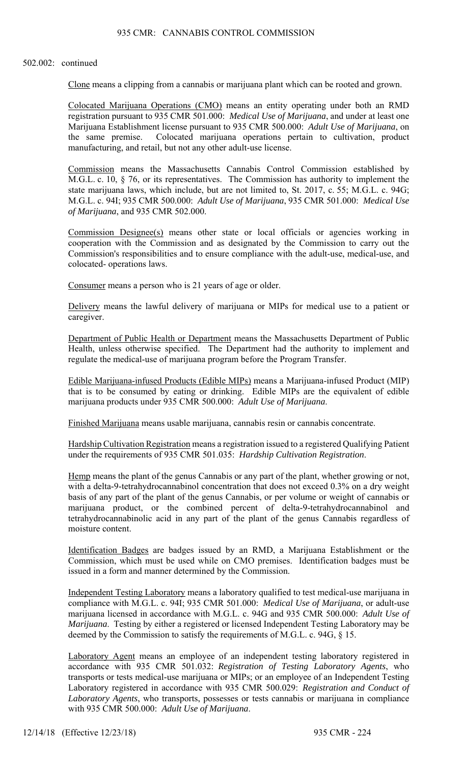502.002: continued

Clone means a clipping from a cannabis or marijuana plant which can be rooted and grown.

Colocated Marijuana Operations (CMO) means an entity operating under both an RMD registration pursuant to 935 CMR 501.000: *Medical Use of Marijuana*, and under at least one Marijuana Establishment license pursuant to 935 CMR 500.000: *Adult Use of Marijuana*, on the same premise. Colocated marijuana operations pertain to cultivation, product manufacturing, and retail, but not any other adult-use license.

Commission means the Massachusetts Cannabis Control Commission established by M.G.L. c. 10, § 76, or its representatives. The Commission has authority to implement the state marijuana laws, which include, but are not limited to, St. 2017, c. 55; M.G.L. c. 94G; M.G.L. c. 94I; 935 CMR 500.000: *Adult Use of Marijuana*, 935 CMR 501.000: *Medical Use of Marijuana*, and 935 CMR 502.000.

Commission Designee(s) means other state or local officials or agencies working in cooperation with the Commission and as designated by the Commission to carry out the Commission's responsibilities and to ensure compliance with the adult-use, medical-use, and colocated- operations laws.

Consumer means a person who is 21 years of age or older.

Delivery means the lawful delivery of marijuana or MIPs for medical use to a patient or caregiver.

Department of Public Health or Department means the Massachusetts Department of Public Health, unless otherwise specified. The Department had the authority to implement and regulate the medical-use of marijuana program before the Program Transfer.

Edible Marijuana-infused Products (Edible MIPs) means a Marijuana-infused Product (MIP) that is to be consumed by eating or drinking. Edible MIPs are the equivalent of edible marijuana products under 935 CMR 500.000: *Adult Use of Marijuana*.

Finished Marijuana means usable marijuana, cannabis resin or cannabis concentrate.

Hardship Cultivation Registration means a registration issued to a registered Qualifying Patient under the requirements of 935 CMR 501.035: *Hardship Cultivation Registration*.

Hemp means the plant of the genus Cannabis or any part of the plant, whether growing or not, with a delta-9-tetrahydrocannabinol concentration that does not exceed 0.3% on a dry weight basis of any part of the plant of the genus Cannabis, or per volume or weight of cannabis or marijuana product, or the combined percent of delta-9-tetrahydrocannabinol and tetrahydrocannabinolic acid in any part of the plant of the genus Cannabis regardless of moisture content.

Identification Badges are badges issued by an RMD, a Marijuana Establishment or the Commission, which must be used while on CMO premises. Identification badges must be issued in a form and manner determined by the Commission.

Independent Testing Laboratory means a laboratory qualified to test medical-use marijuana in compliance with M.G.L. c. 94I; 935 CMR 501.000: *Medical Use of Marijuana*, or adult-use marijuana licensed in accordance with M.G.L. c. 94G and 935 CMR 500.000: *Adult Use of Marijuana*. Testing by either a registered or licensed Independent Testing Laboratory may be deemed by the Commission to satisfy the requirements of M.G.L. c. 94G, § 15.

Laboratory Agent means an employee of an independent testing laboratory registered in accordance with 935 CMR 501.032: *Registration of Testing Laboratory Agents*, who transports or tests medical-use marijuana or MIPs; or an employee of an Independent Testing Laboratory registered in accordance with 935 CMR 500.029: *Registration and Conduct of Laboratory Agents*, who transports, possesses or tests cannabis or marijuana in compliance with 935 CMR 500.000: *Adult Use of Marijuana*.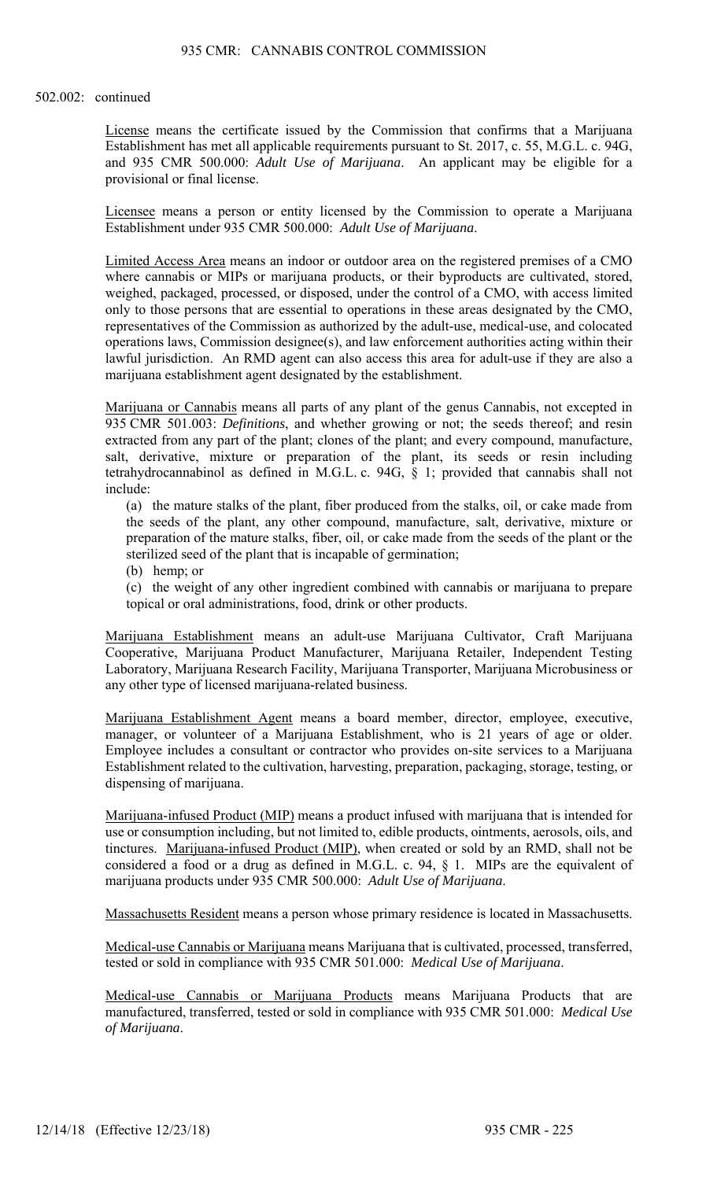502.002: continued

Underline terms... License means the certificate issued by the Commission that confirms that a Marijuana Establishment has met all applicable requirements pursuant to St. 2017, c. 55, M.G.L. c. 94G, and 935 CMR 500.000: *Adult Use of Marijuana*. An applicant may be eligible for a provisional or final license.

Licensee means a person or entity licensed by the Commission to operate a Marijuana Establishment under 935 CMR 500.000: *Adult Use of Marijuana*.

Limited Access Area means an indoor or outdoor area on the registered premises of a CMO where cannabis or MIPs or marijuana products, or their byproducts are cultivated, stored, weighed, packaged, processed, or disposed, under the control of a CMO, with access limited only to those persons that are essential to operations in these areas designated by the CMO, representatives of the Commission as authorized by the adult-use, medical-use, and colocated operations laws, Commission designee(s), and law enforcement authorities acting within their lawful jurisdiction. An RMD agent can also access this area for adult-use if they are also a marijuana establishment agent designated by the establishment.

Marijuana or Cannabis means all parts of any plant of the genus Cannabis, not excepted in 935 CMR 501.003: *Definitions*, and whether growing or not; the seeds thereof; and resin extracted from any part of the plant; clones of the plant; and every compound, manufacture, salt, derivative, mixture or preparation of the plant, its seeds or resin including tetrahydrocannabinol as defined in M.G.L. c. 94G, § 1; provided that cannabis shall not include:

(a) the mature stalks of the plant, fiber produced from the stalks, oil, or cake made from the seeds of the plant, any other compound, manufacture, salt, derivative, mixture or preparation of the mature stalks, fiber, oil, or cake made from the seeds of the plant or the sterilized seed of the plant that is incapable of germination;

(b) hemp; or

(c) the weight of any other ingredient combined with cannabis or marijuana to prepare topical or oral administrations, food, drink or other products.

Marijuana Establishment means an adult-use Marijuana Cultivator, Craft Marijuana Cooperative, Marijuana Product Manufacturer, Marijuana Retailer, Independent Testing Laboratory, Marijuana Research Facility, Marijuana Transporter, Marijuana Microbusiness or any other type of licensed marijuana-related business.

Marijuana Establishment Agent means a board member, director, employee, executive, manager, or volunteer of a Marijuana Establishment, who is 21 years of age or older. Employee includes a consultant or contractor who provides on-site services to a Marijuana Establishment related to the cultivation, harvesting, preparation, packaging, storage, testing, or dispensing of marijuana.

Marijuana-infused Product (MIP) means a product infused with marijuana that is intended for use or consumption including, but not limited to, edible products, ointments, aerosols, oils, and tinctures. Marijuana-infused Product (MIP), when created or sold by an RMD, shall not be considered a food or a drug as defined in M.G.L. c. 94, § 1. MIPs are the equivalent of marijuana products under 935 CMR 500.000: *Adult Use of Marijuana*.

Massachusetts Resident means a person whose primary residence is located in Massachusetts.

Medical-use Cannabis or Marijuana means Marijuana that is cultivated, processed, transferred, tested or sold in compliance with 935 CMR 501.000: *Medical Use of Marijuana*.

Medical-use Cannabis or Marijuana Products means Marijuana Products that are manufactured, transferred, tested or sold in compliance with 935 CMR 501.000: *Medical Use of Marijuana*.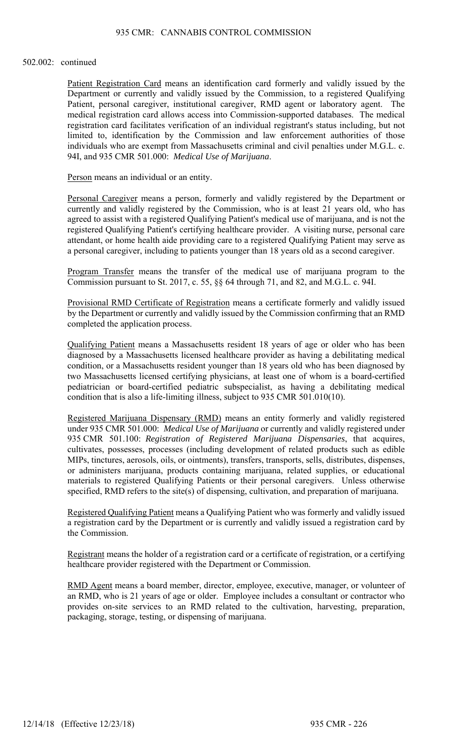502.002: continued

Patient Registration Card means an identification card formerly and validly issued by the Department or currently and validly issued by the Commission, to a registered Qualifying Patient, personal caregiver, institutional caregiver, RMD agent or laboratory agent. The medical registration card allows access into Commission-supported databases. The medical registration card facilitates verification of an individual registrant's status including, but not limited to, identification by the Commission and law enforcement authorities of those individuals who are exempt from Massachusetts criminal and civil penalties under M.G.L. c. 94I, and 935 CMR 501.000: *Medical Use of Marijuana*.

Person means an individual or an entity.

Personal Caregiver means a person, formerly and validly registered by the Department or currently and validly registered by the Commission, who is at least 21 years old, who has agreed to assist with a registered Qualifying Patient's medical use of marijuana, and is not the registered Qualifying Patient's certifying healthcare provider. A visiting nurse, personal care attendant, or home health aide providing care to a registered Qualifying Patient may serve as a personal caregiver, including to patients younger than 18 years old as a second caregiver.

Program Transfer means the transfer of the medical use of marijuana program to the Commission pursuant to St. 2017, c. 55, §§ 64 through 71, and 82, and M.G.L. c. 94I.

Provisional RMD Certificate of Registration means a certificate formerly and validly issued by the Department or currently and validly issued by the Commission confirming that an RMD completed the application process.

Qualifying Patient means a Massachusetts resident 18 years of age or older who has been diagnosed by a Massachusetts licensed healthcare provider as having a debilitating medical condition, or a Massachusetts resident younger than 18 years old who has been diagnosed by two Massachusetts licensed certifying physicians, at least one of whom is a board-certified pediatrician or board-certified pediatric subspecialist, as having a debilitating medical condition that is also a life-limiting illness, subject to 935 CMR 501.010(10).

Registered Marijuana Dispensary (RMD) means an entity formerly and validly registered under 935 CMR 501.000: *Medical Use of Marijuana* or currently and validly registered under 935 CMR 501.100: *Registration of Registered Marijuana Dispensaries*, that acquires, cultivates, possesses, processes (including development of related products such as edible MIPs, tinctures, aerosols, oils, or ointments), transfers, transports, sells, distributes, dispenses, or administers marijuana, products containing marijuana, related supplies, or educational materials to registered Qualifying Patients or their personal caregivers. Unless otherwise specified, RMD refers to the site(s) of dispensing, cultivation, and preparation of marijuana.

Registered Qualifying Patient means a Qualifying Patient who was formerly and validly issued a registration card by the Department or is currently and validly issued a registration card by the Commission.

Registrant means the holder of a registration card or a certificate of registration, or a certifying healthcare provider registered with the Department or Commission.

RMD Agent means a board member, director, employee, executive, manager, or volunteer of an RMD, who is 21 years of age or older. Employee includes a consultant or contractor who provides on-site services to an RMD related to the cultivation, harvesting, preparation, packaging, storage, testing, or dispensing of marijuana.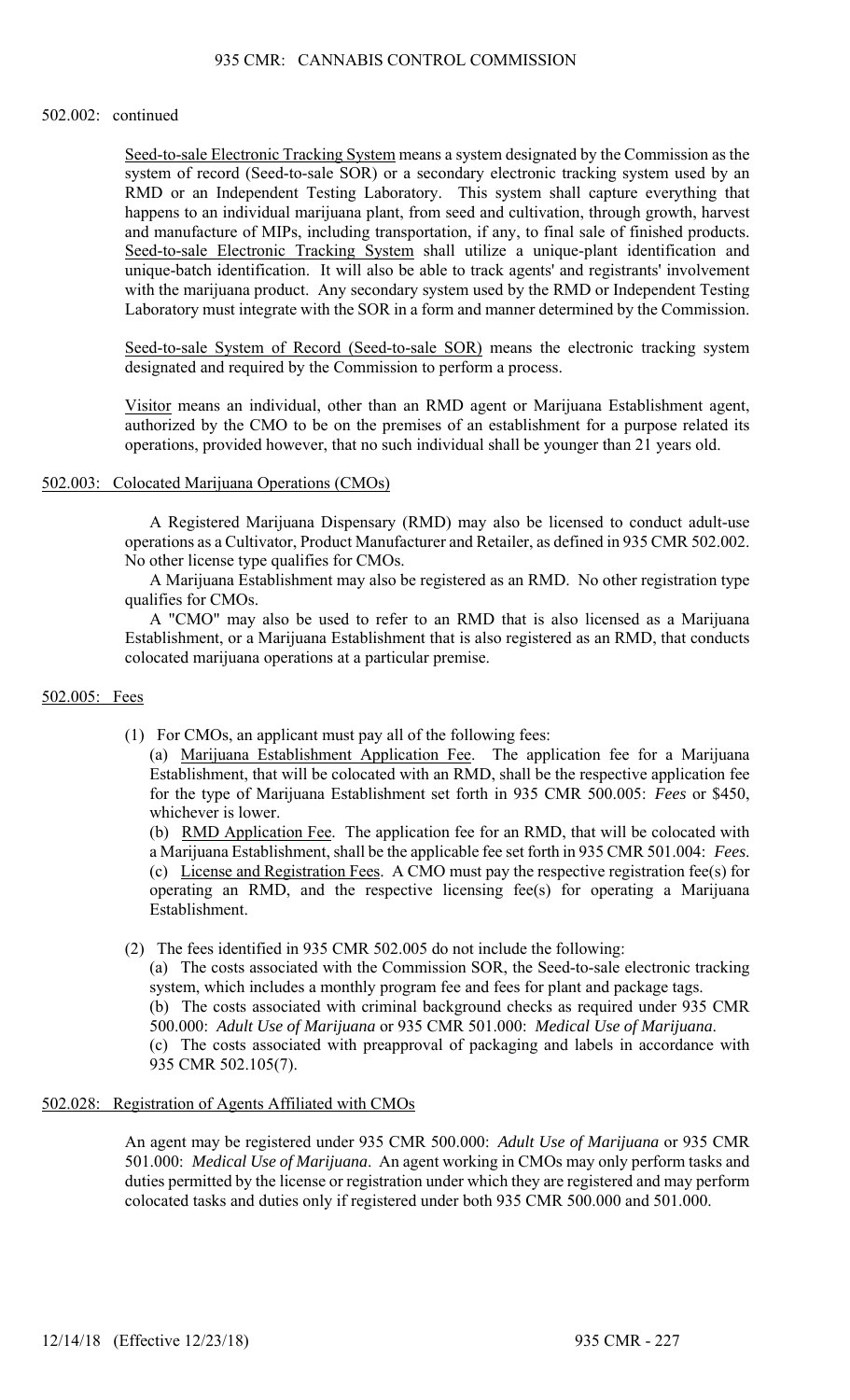502.002: continued

<u>Seed-to-sale Electronic Tracking System</u> means a system designated by the Commission as the system of record (Seed-to-sale SOR) or a secondary electronic tracking system used by an RMD or an Independent Testing Laboratory. This system shall capture everything that happens to an individual marijuana plant, from seed and cultivation, through growth, harvest and manufacture of MIPs, including transportation, if any, to final sale of finished products. <u>Seed-to-sale Electronic Tracking System</u> shall utilize a unique-plant identification and unique-batch identification. It will also be able to track agents' and registrants' involvement with the marijuana product. Any secondary system used by the RMD or Independent Testing Laboratory must integrate with the SOR in a form and manner determined by the Commission.

<u>Seed-to-sale System of Record (Seed-to-sale SOR)</u> means the electronic tracking system designated and required by the Commission to perform a process.

<u>Visitor</u> means an individual, other than an RMD agent or Marijuana Establishment agent, authorized by the CMO to be on the premises of an establishment for a purpose related its operations, provided however, that no such individual shall be younger than 21 years old.

## 502.003: Colocated Marijuana Operations (CMOs)

A Registered Marijuana Dispensary (RMD) may also be licensed to conduct adult-use operations as a Cultivator, Product Manufacturer and Retailer, as defined in 935 CMR 502.002. No other license type qualifies for CMOs.

A Marijuana Establishment may also be registered as an RMD. No other registration type qualifies for CMOs.

A "CMO" may also be used to refer to an RMD that is also licensed as a Marijuana Establishment, or a Marijuana Establishment that is also registered as an RMD, that conducts colocated marijuana operations at a particular premise.

## 502.005: Fees

(1) For CMOs, an applicant must pay all of the following fees:

(a) <u>Marijuana Establishment Application Fee</u>. The application fee for a Marijuana Establishment, that will be colocated with an RMD, shall be the respective application fee for the type of Marijuana Establishment set forth in 935 CMR 500.005: *Fees* or $450, whichever is lower.

(b) <u>RMD Application Fee</u>. The application fee for an RMD, that will be colocated with a Marijuana Establishment, shall be the applicable fee set forth in 935 CMR 501.004: *Fees*.

(c) <u>License and Registration Fees</u>. A CMO must pay the respective registration fee(s) for operating an RMD, and the respective licensing fee(s) for operating a Marijuana Establishment.

(2) The fees identified in 935 CMR 502.005 do not include the following:

(a) The costs associated with the Commission SOR, the Seed-to-sale electronic tracking system, which includes a monthly program fee and fees for plant and package tags.

(b) The costs associated with criminal background checks as required under 935 CMR 500.000: *Adult Use of Marijuana* or 935 CMR 501.000: *Medical Use of Marijuana*.

(c) The costs associated with preapproval of packaging and labels in accordance with 935 CMR 502.105(7).

## 502.028: Registration of Agents Affiliated with CMOs

An agent may be registered under 935 CMR 500.000: *Adult Use of Marijuana* or 935 CMR 501.000: *Medical Use of Marijuana*. An agent working in CMOs may only perform tasks and duties permitted by the license or registration under which they are registered and may perform colocated tasks and duties only if registered under both 935 CMR 500.000 and 501.000.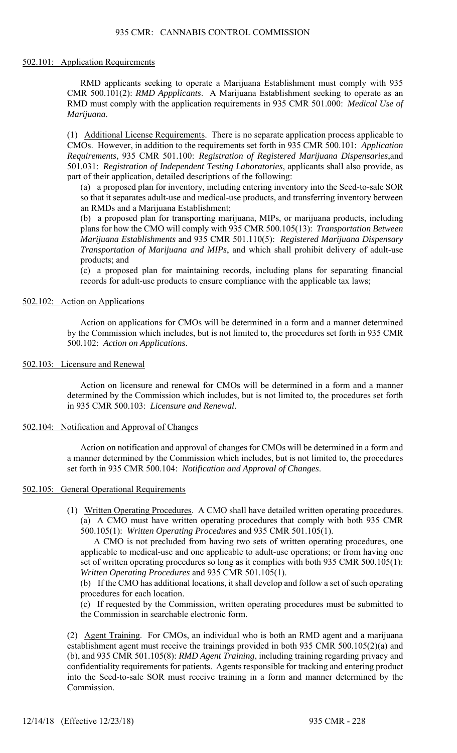### 502.101: Application Requirements

RMD applicants seeking to operate a Marijuana Establishment must comply with 935 CMR 500.101(2): *RMD Appplicants*. A Marijuana Establishment seeking to operate as an RMD must comply with the application requirements in 935 CMR 501.000: *Medical Use of Marijuana*.

(1) Additional License Requirements. There is no separate application process applicable to CMOs. However, in addition to the requirements set forth in 935 CMR 500.101: *Application Requirements*, 935 CMR 501.100: *Registration of Registered Marijuana Dispensaries*,and 501.031: *Registration of Independent Testing Laboratories*, applicants shall also provide, as part of their application, detailed descriptions of the following:

(a) a proposed plan for inventory, including entering inventory into the Seed-to-sale SOR so that it separates adult-use and medical-use products, and transferring inventory between an RMDs and a Marijuana Establishment;

(b) a proposed plan for transporting marijuana, MIPs, or marijuana products, including plans for how the CMO will comply with 935 CMR 500.105(13): *Transportation Between Marijuana Establishments* and 935 CMR 501.110(5): *Registered Marijuana Dispensary Transportation of Marijuana and MIPs*, and which shall prohibit delivery of adult-use products; and

(c) a proposed plan for maintaining records, including plans for separating financial records for adult-use products to ensure compliance with the applicable tax laws;

### 502.102: Action on Applications

Action on applications for CMOs will be determined in a form and a manner determined by the Commission which includes, but is not limited to, the procedures set forth in 935 CMR 500.102: *Action on Applications*.

### 502.103: Licensure and Renewal

Action on licensure and renewal for CMOs will be determined in a form and a manner determined by the Commission which includes, but is not limited to, the procedures set forth in 935 CMR 500.103: *Licensure and Renewal*.

### 502.104: Notification and Approval of Changes

Action on notification and approval of changes for CMOs will be determined in a form and a manner determined by the Commission which includes, but is not limited to, the procedures set forth in 935 CMR 500.104: *Notification and Approval of Changes*.

### 502.105: General Operational Requirements

(1) Written Operating Procedures. A CMO shall have detailed written operating procedures.

(a) A CMO must have written operating procedures that comply with both 935 CMR 500.105(1): *Written Operating Procedures* and 935 CMR 501.105(1).

A CMO is not precluded from having two sets of written operating procedures, one applicable to medical-use and one applicable to adult-use operations; or from having one set of written operating procedures so long as it complies with both 935 CMR 500.105(1): *Written Operating Procedures* and 935 CMR 501.105(1).

(b) If the CMO has additional locations, it shall develop and follow a set of such operating procedures for each location.

(c) If requested by the Commission, written operating procedures must be submitted to the Commission in searchable electronic form.

(2) Agent Training. For CMOs, an individual who is both an RMD agent and a marijuana establishment agent must receive the trainings provided in both 935 CMR 500.105(2)(a) and (b), and 935 CMR 501.105(8): *RMD Agent Training*, including training regarding privacy and confidentiality requirements for patients. Agents responsible for tracking and entering product into the Seed-to-sale SOR must receive training in a form and manner determined by the Commission.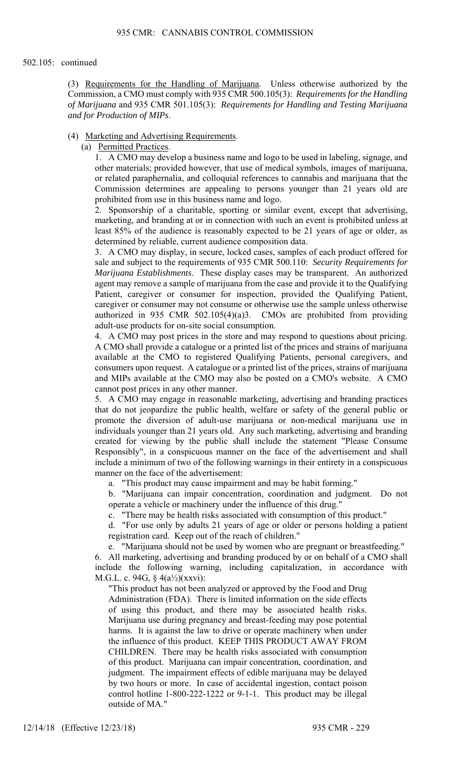502.105: continued

(3) Requirements for the Handling of Marijuana. Unless otherwise authorized by the Commission, a CMO must comply with 935 CMR 500.105(3): *Requirements for the Handling of Marijuana* and 935 CMR 501.105(3): *Requirements for Handling and Testing Marijuana and for Production of MIPs*.

(4) Marketing and Advertising Requirements.

(a) Permitted Practices.

1. A CMO may develop a business name and logo to be used in labeling, signage, and other materials; provided however, that use of medical symbols, images of marijuana, or related paraphernalia, and colloquial references to cannabis and marijuana that the Commission determines are appealing to persons younger than 21 years old are prohibited from use in this business name and logo.

2. Sponsorship of a charitable, sporting or similar event, except that advertising, marketing, and branding at or in connection with such an event is prohibited unless at least 85% of the audience is reasonably expected to be 21 years of age or older, as determined by reliable, current audience composition data.

3. A CMO may display, in secure, locked cases, samples of each product offered for sale and subject to the requirements of 935 CMR 500.110: *Security Requirements for Marijuana Establishments*. These display cases may be transparent. An authorized agent may remove a sample of marijuana from the case and provide it to the Qualifying Patient, caregiver or consumer for inspection, provided the Qualifying Patient, caregiver or consumer may not consume or otherwise use the sample unless otherwise authorized in 935 CMR 502.105(4)(a)3. CMOs are prohibited from providing adult-use products for on-site social consumption.

4. A CMO may post prices in the store and may respond to questions about pricing. A CMO shall provide a catalogue or a printed list of the prices and strains of marijuana available at the CMO to registered Qualifying Patients, personal caregivers, and consumers upon request. A catalogue or a printed list of the prices, strains of marijuana and MIPs available at the CMO may also be posted on a CMO's website. A CMO cannot post prices in any other manner.

5. A CMO may engage in reasonable marketing, advertising and branding practices that do not jeopardize the public health, welfare or safety of the general public or promote the diversion of adult-use marijuana or non-medical marijuana use in individuals younger than 21 years old. Any such marketing, advertising and branding created for viewing by the public shall include the statement "Please Consume Responsibly", in a conspicuous manner on the face of the advertisement and shall include a minimum of two of the following warnings in their entirety in a conspicuous manner on the face of the advertisement:

a. "This product may cause impairment and may be habit forming."

b. "Marijuana can impair concentration, coordination and judgment. Do not operate a vehicle or machinery under the influence of this drug."

c. "There may be health risks associated with consumption of this product."

d. "For use only by adults 21 years of age or older or persons holding a patient registration card. Keep out of the reach of children."

e. "Marijuana should not be used by women who are pregnant or breastfeeding."

6. All marketing, advertising and branding produced by or on behalf of a CMO shall include the following warning, including capitalization, in accordance with M.G.L. c. 94G, § 4(a½)(xxvi):

"This product has not been analyzed or approved by the Food and Drug Administration (FDA). There is limited information on the side effects of using this product, and there may be associated health risks. Marijuana use during pregnancy and breast-feeding may pose potential harms. It is against the law to drive or operate machinery when under the influence of this product. KEEP THIS PRODUCT AWAY FROM CHILDREN. There may be health risks associated with consumption of this product. Marijuana can impair concentration, coordination, and judgment. The impairment effects of edible marijuana may be delayed by two hours or more. In case of accidental ingestion, contact poison control hotline 1-800-222-1222 or 9-1-1. This product may be illegal outside of MA."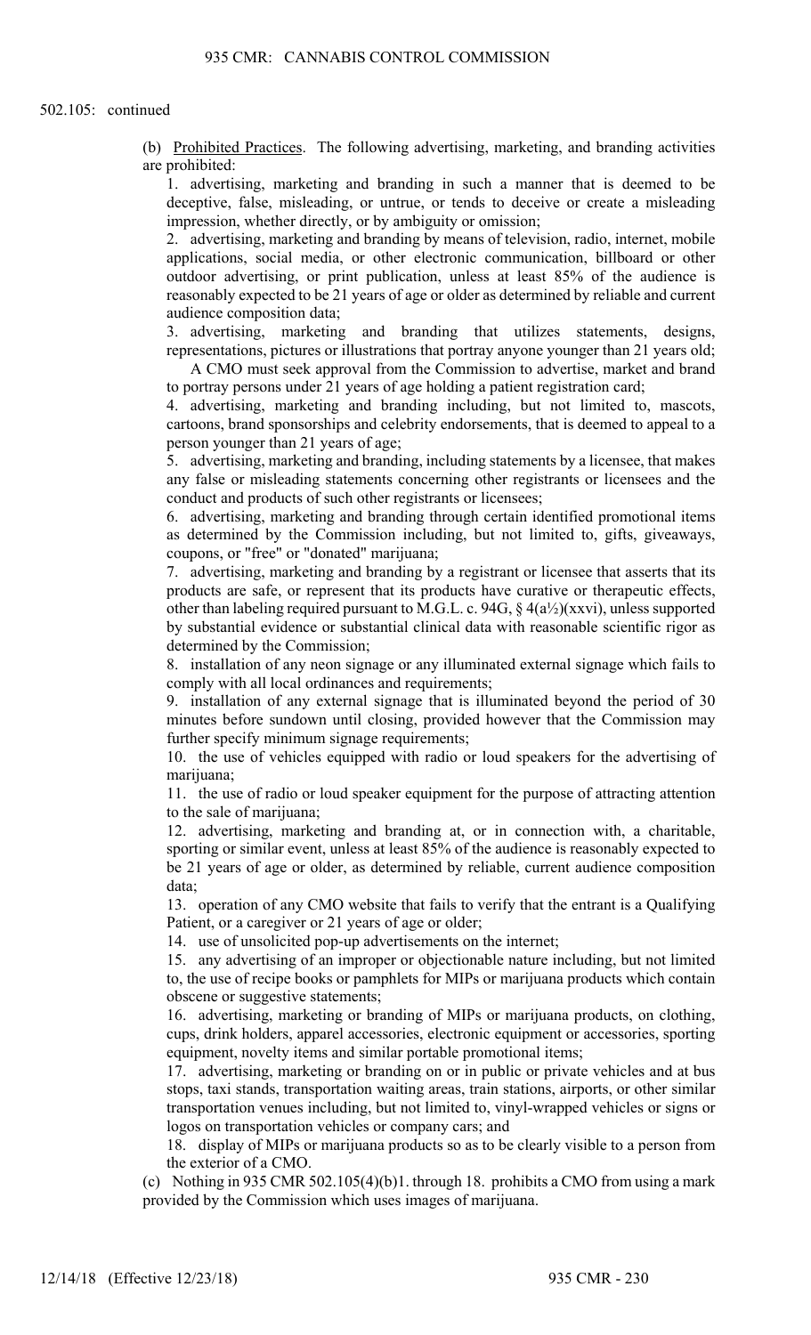502.105: continued

(b) Prohibited Practices. The following advertising, marketing, and branding activities are prohibited:

1. advertising, marketing and branding in such a manner that is deemed to be deceptive, false, misleading, or untrue, or tends to deceive or create a misleading impression, whether directly, or by ambiguity or omission;

2. advertising, marketing and branding by means of television, radio, internet, mobile applications, social media, or other electronic communication, billboard or other outdoor advertising, or print publication, unless at least 85% of the audience is reasonably expected to be 21 years of age or older as determined by reliable and current audience composition data;

3. advertising, marketing and branding that utilizes statements, designs, representations, pictures or illustrations that portray anyone younger than 21 years old;

A CMO must seek approval from the Commission to advertise, market and brand to portray persons under 21 years of age holding a patient registration card;

4. advertising, marketing and branding including, but not limited to, mascots, cartoons, brand sponsorships and celebrity endorsements, that is deemed to appeal to a person younger than 21 years of age;

5. advertising, marketing and branding, including statements by a licensee, that makes any false or misleading statements concerning other registrants or licensees and the conduct and products of such other registrants or licensees;

6. advertising, marketing and branding through certain identified promotional items as determined by the Commission including, but not limited to, gifts, giveaways, coupons, or "free" or "donated" marijuana;

7. advertising, marketing and branding by a registrant or licensee that asserts that its products are safe, or represent that its products have curative or therapeutic effects, other than labeling required pursuant to M.G.L. c. 94G, § 4(a½)(xxvi), unless supported by substantial evidence or substantial clinical data with reasonable scientific rigor as determined by the Commission;

8. installation of any neon signage or any illuminated external signage which fails to comply with all local ordinances and requirements;

9. installation of any external signage that is illuminated beyond the period of 30 minutes before sundown until closing, provided however that the Commission may further specify minimum signage requirements;

10. the use of vehicles equipped with radio or loud speakers for the advertising of marijuana;

11. the use of radio or loud speaker equipment for the purpose of attracting attention to the sale of marijuana;

12. advertising, marketing and branding at, or in connection with, a charitable, sporting or similar event, unless at least 85% of the audience is reasonably expected to be 21 years of age or older, as determined by reliable, current audience composition data;

13. operation of any CMO website that fails to verify that the entrant is a Qualifying Patient, or a caregiver or 21 years of age or older;

14. use of unsolicited pop-up advertisements on the internet;

15. any advertising of an improper or objectionable nature including, but not limited to, the use of recipe books or pamphlets for MIPs or marijuana products which contain obscene or suggestive statements;

16. advertising, marketing or branding of MIPs or marijuana products, on clothing, cups, drink holders, apparel accessories, electronic equipment or accessories, sporting equipment, novelty items and similar portable promotional items;

17. advertising, marketing or branding on or in public or private vehicles and at bus stops, taxi stands, transportation waiting areas, train stations, airports, or other similar transportation venues including, but not limited to, vinyl-wrapped vehicles or signs or logos on transportation vehicles or company cars; and

18. display of MIPs or marijuana products so as to be clearly visible to a person from the exterior of a CMO.

(c) Nothing in 935 CMR 502.105(4)(b)1. through 18. prohibits a CMO from using a mark provided by the Commission which uses images of marijuana.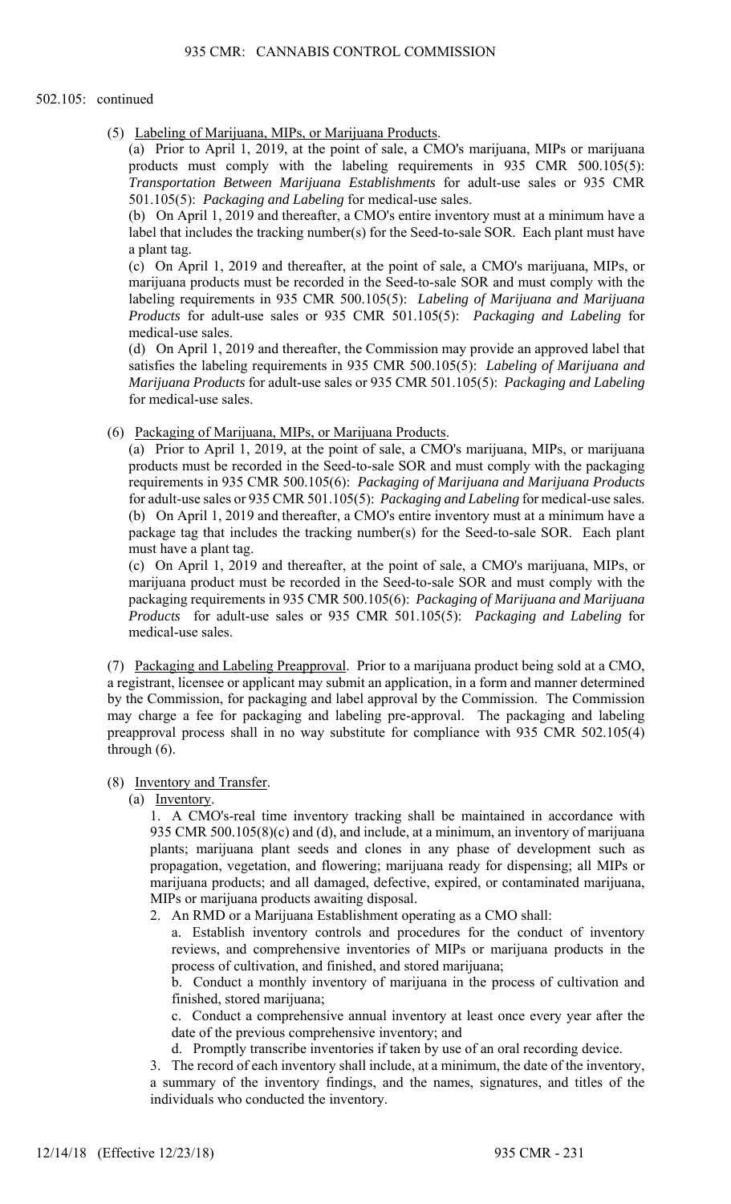502.105: continued

(5) Labeling of Marijuana, MIPs, or Marijuana Products.

(a) Prior to April 1, 2019, at the point of sale, a CMO's marijuana, MIPs or marijuana products must comply with the labeling requirements in 935 CMR 500.105(5): *Transportation Between Marijuana Establishments* for adult-use sales or 935 CMR 501.105(5): *Packaging and Labeling* for medical-use sales.

(b) On April 1, 2019 and thereafter, a CMO's entire inventory must at a minimum have a label that includes the tracking number(s) for the Seed-to-sale SOR. Each plant must have a plant tag.

(c) On April 1, 2019 and thereafter, at the point of sale, a CMO's marijuana, MIPs, or marijuana products must be recorded in the Seed-to-sale SOR and must comply with the labeling requirements in 935 CMR 500.105(5): *Labeling of Marijuana and Marijuana Products* for adult-use sales or 935 CMR 501.105(5): *Packaging and Labeling* for medical-use sales.

(d) On April 1, 2019 and thereafter, the Commission may provide an approved label that satisfies the labeling requirements in 935 CMR 500.105(5): *Labeling of Marijuana and Marijuana Products* for adult-use sales or 935 CMR 501.105(5): *Packaging and Labeling* for medical-use sales.

(6) Packaging of Marijuana, MIPs, or Marijuana Products.

(a) Prior to April 1, 2019, at the point of sale, a CMO's marijuana, MIPs, or marijuana products must be recorded in the Seed-to-sale SOR and must comply with the packaging requirements in 935 CMR 500.105(6): *Packaging of Marijuana and Marijuana Products* for adult-use sales or 935 CMR 501.105(5): *Packaging and Labeling* for medical-use sales.

(b) On April 1, 2019 and thereafter, a CMO's entire inventory must at a minimum have a package tag that includes the tracking number(s) for the Seed-to-sale SOR. Each plant must have a plant tag.

(c) On April 1, 2019 and thereafter, at the point of sale, a CMO's marijuana, MIPs, or marijuana product must be recorded in the Seed-to-sale SOR and must comply with the packaging requirements in 935 CMR 500.105(6): *Packaging of Marijuana and Marijuana Products* for adult-use sales or 935 CMR 501.105(5): *Packaging and Labeling* for medical-use sales.

(7) Packaging and Labeling Preapproval. Prior to a marijuana product being sold at a CMO, a registrant, licensee or applicant may submit an application, in a form and manner determined by the Commission, for packaging and label approval by the Commission. The Commission may charge a fee for packaging and labeling pre-approval. The packaging and labeling preapproval process shall in no way substitute for compliance with 935 CMR 502.105(4) through (6).

(8) Inventory and Transfer.

(a) Inventory.

1. A CMO's-real time inventory tracking shall be maintained in accordance with 935 CMR 500.105(8)(c) and (d), and include, at a minimum, an inventory of marijuana plants; marijuana plant seeds and clones in any phase of development such as propagation, vegetation, and flowering; marijuana ready for dispensing; all MIPs or marijuana products; and all damaged, defective, expired, or contaminated marijuana, MIPs or marijuana products awaiting disposal.

2. An RMD or a Marijuana Establishment operating as a CMO shall:

a. Establish inventory controls and procedures for the conduct of inventory reviews, and comprehensive inventories of MIPs or marijuana products in the process of cultivation, and finished, and stored marijuana;

b. Conduct a monthly inventory of marijuana in the process of cultivation and finished, stored marijuana;

c. Conduct a comprehensive annual inventory at least once every year after the date of the previous comprehensive inventory; and

d. Promptly transcribe inventories if taken by use of an oral recording device.

3. The record of each inventory shall include, at a minimum, the date of the inventory, a summary of the inventory findings, and the names, signatures, and titles of the individuals who conducted the inventory.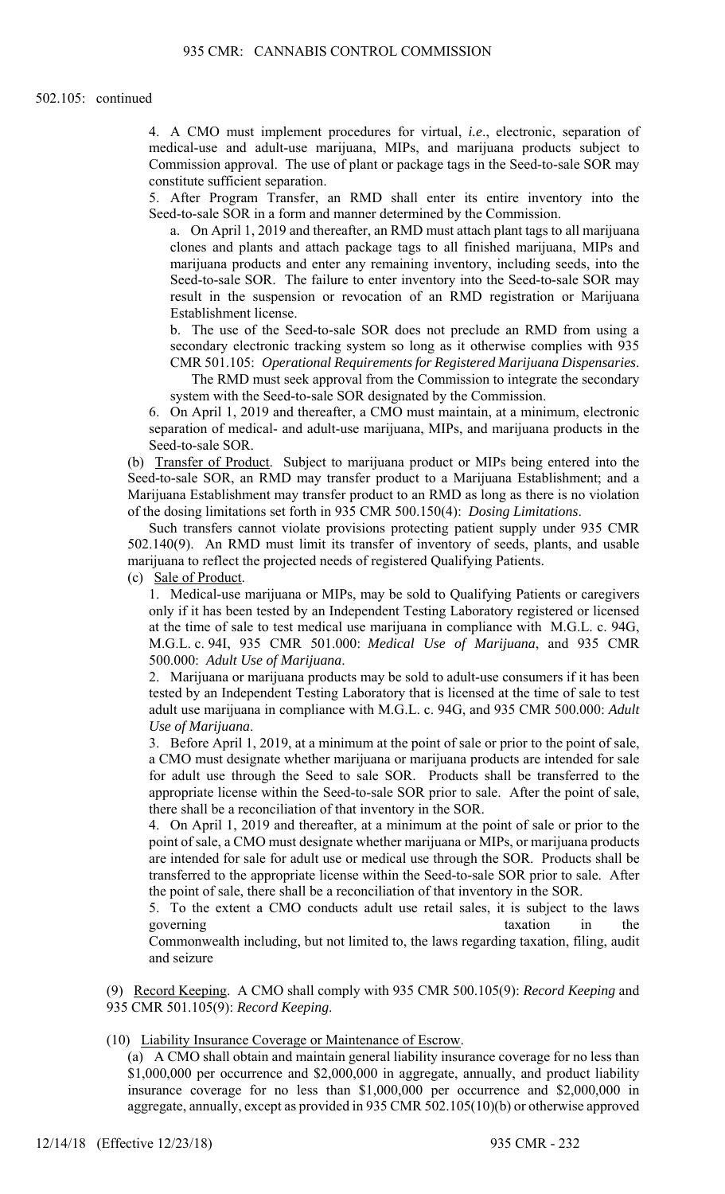502.105: continued

4. A CMO must implement procedures for virtual, *i.e*., electronic, separation of medical-use and adult-use marijuana, MIPs, and marijuana products subject to Commission approval. The use of plant or package tags in the Seed-to-sale SOR may constitute sufficient separation.

5. After Program Transfer, an RMD shall enter its entire inventory into the Seed-to-sale SOR in a form and manner determined by the Commission.

a. On April 1, 2019 and thereafter, an RMD must attach plant tags to all marijuana clones and plants and attach package tags to all finished marijuana, MIPs and marijuana products and enter any remaining inventory, including seeds, into the Seed-to-sale SOR. The failure to enter inventory into the Seed-to-sale SOR may result in the suspension or revocation of an RMD registration or Marijuana Establishment license.

b. The use of the Seed-to-sale SOR does not preclude an RMD from using a secondary electronic tracking system so long as it otherwise complies with 935 CMR 501.105: *Operational Requirements for Registered Marijuana Dispensaries*. The RMD must seek approval from the Commission to integrate the secondary system with the Seed-to-sale SOR designated by the Commission.

6. On April 1, 2019 and thereafter, a CMO must maintain, at a minimum, electronic separation of medical- and adult-use marijuana, MIPs, and marijuana products in the Seed-to-sale SOR.

(b) Transfer of Product. Subject to marijuana product or MIPs being entered into the Seed-to-sale SOR, an RMD may transfer product to a Marijuana Establishment; and a Marijuana Establishment may transfer product to an RMD as long as there is no violation of the dosing limitations set forth in 935 CMR 500.150(4): *Dosing Limitations*.

Such transfers cannot violate provisions protecting patient supply under 935 CMR 502.140(9). An RMD must limit its transfer of inventory of seeds, plants, and usable marijuana to reflect the projected needs of registered Qualifying Patients.

(c) Sale of Product.

1. Medical-use marijuana or MIPs, may be sold to Qualifying Patients or caregivers only if it has been tested by an Independent Testing Laboratory registered or licensed at the time of sale to test medical use marijuana in compliance with M.G.L. c. 94G, M.G.L. c. 94I, 935 CMR 501.000: *Medical Use of Marijuana*, and 935 CMR 500.000: *Adult Use of Marijuana*.

2. Marijuana or marijuana products may be sold to adult-use consumers if it has been tested by an Independent Testing Laboratory that is licensed at the time of sale to test adult use marijuana in compliance with M.G.L. c. 94G, and 935 CMR 500.000: *Adult Use of Marijuana*.

3. Before April 1, 2019, at a minimum at the point of sale or prior to the point of sale, a CMO must designate whether marijuana or marijuana products are intended for sale for adult use through the Seed to sale SOR. Products shall be transferred to the appropriate license within the Seed-to-sale SOR prior to sale. After the point of sale, there shall be a reconciliation of that inventory in the SOR.

4. On April 1, 2019 and thereafter, at a minimum at the point of sale or prior to the point of sale, a CMO must designate whether marijuana or MIPs, or marijuana products are intended for sale for adult use or medical use through the SOR. Products shall be transferred to the appropriate license within the Seed-to-sale SOR prior to sale. After the point of sale, there shall be a reconciliation of that inventory in the SOR.

5. To the extent a CMO conducts adult use retail sales, it is subject to the laws governing taxation in the Commonwealth including, but not limited to, the laws regarding taxation, filing, audit and seizure

(9) Record Keeping. A CMO shall comply with 935 CMR 500.105(9): *Record Keeping* and 935 CMR 501.105(9): *Record Keeping*.

(10) Liability Insurance Coverage or Maintenance of Escrow.

(a) A CMO shall obtain and maintain general liability insurance coverage for no less than \$1,000,000 per occurrence and \$2,000,000 in aggregate, annually, and product liability insurance coverage for no less than \$1,000,000 per occurrence and \$2,000,000 in aggregate, annually, except as provided in 935 CMR 502.105(10)(b) or otherwise approved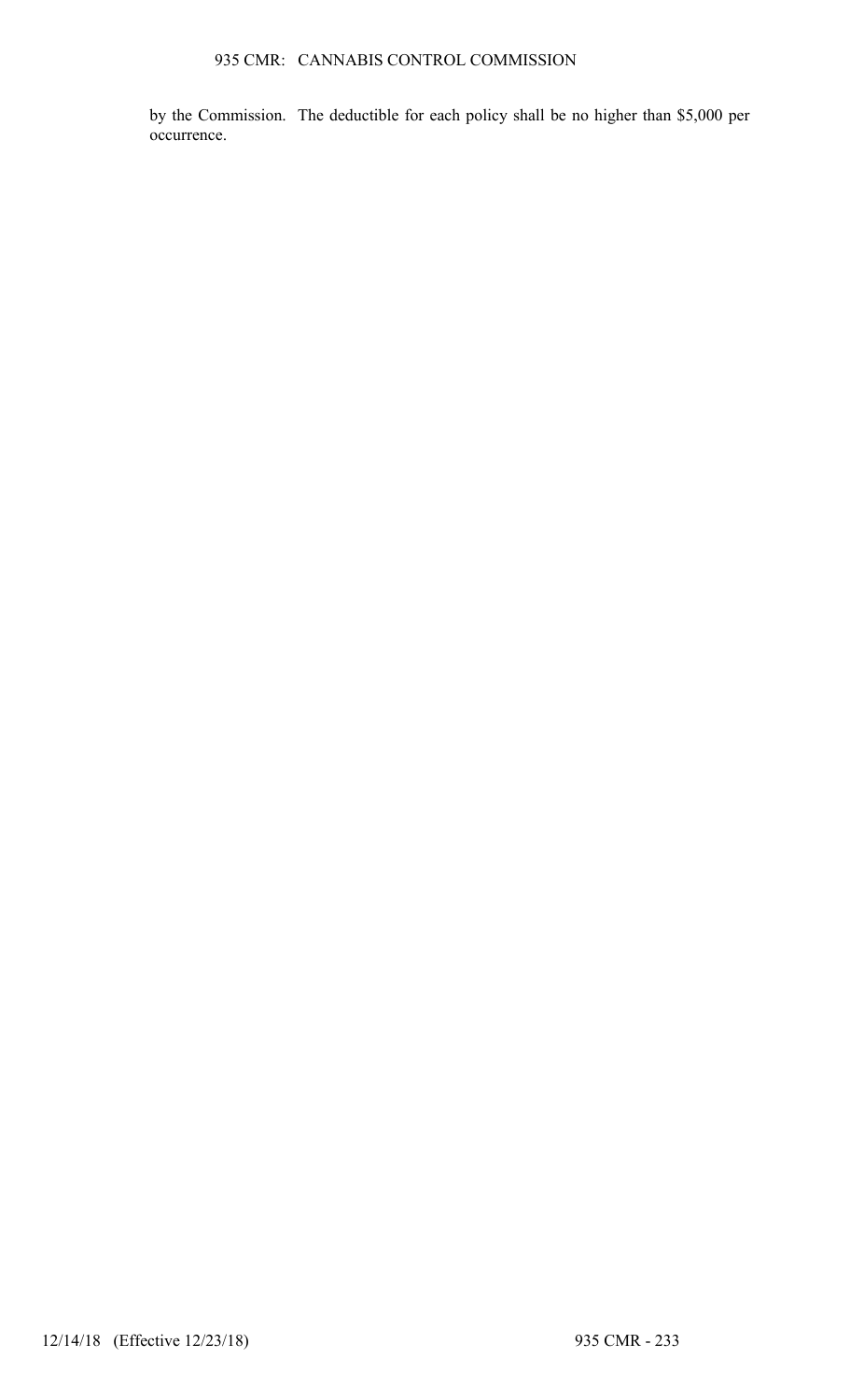by the Commission. The deductible for each policy shall be no higher than $5,000 per occurrence.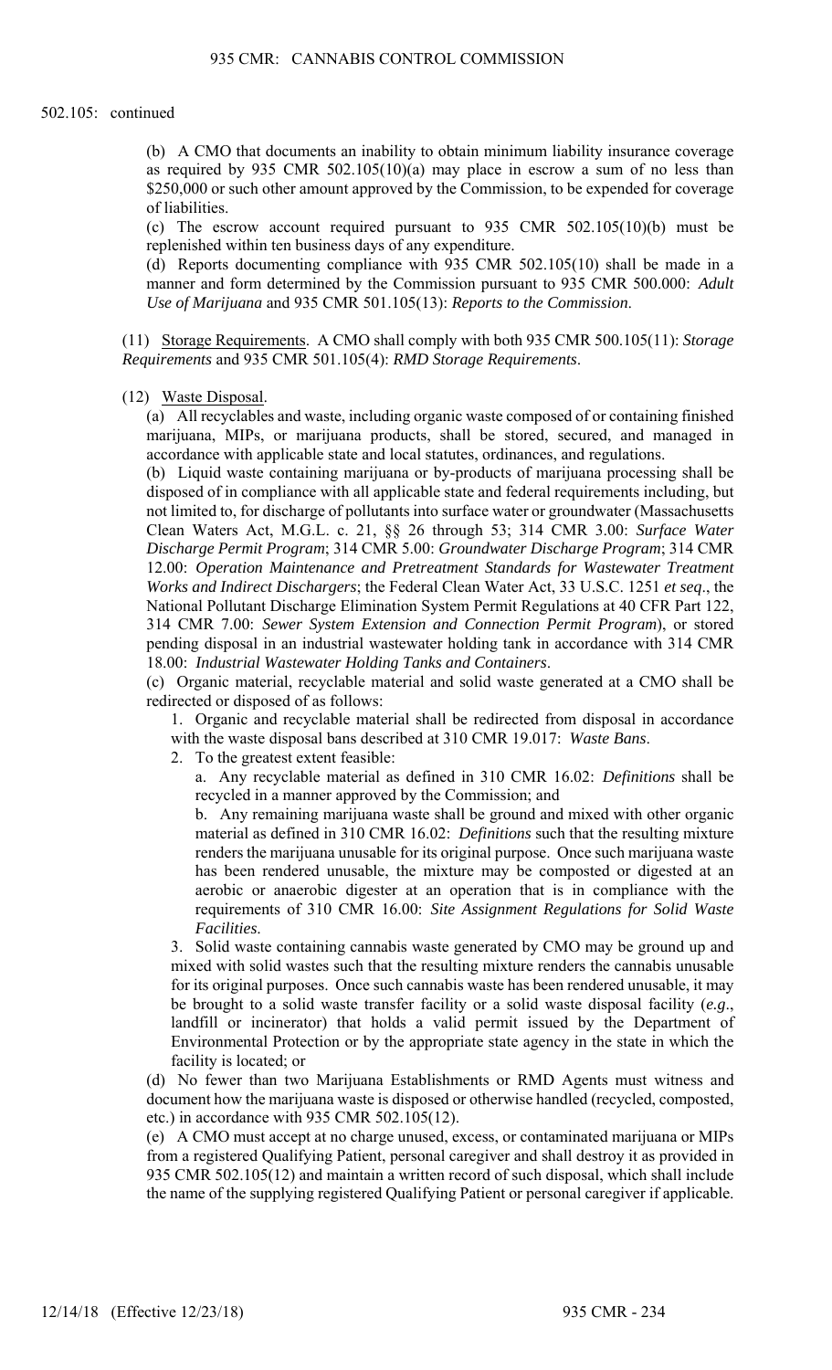502.105: continued

(b) A CMO that documents an inability to obtain minimum liability insurance coverage as required by 935 CMR 502.105(10)(a) may place in escrow a sum of no less than $250,000 or such other amount approved by the Commission, to be expended for coverage of liabilities.

(c) The escrow account required pursuant to 935 CMR 502.105(10)(b) must be replenished within ten business days of any expenditure.

(d) Reports documenting compliance with 935 CMR 502.105(10) shall be made in a manner and form determined by the Commission pursuant to 935 CMR 500.000: *Adult Use of Marijuana* and 935 CMR 501.105(13): *Reports to the Commission*.

(11) Storage Requirements. A CMO shall comply with both 935 CMR 500.105(11): *Storage Requirements* and 935 CMR 501.105(4): *RMD Storage Requirements*.

(12) Waste Disposal.

(a) All recyclables and waste, including organic waste composed of or containing finished marijuana, MIPs, or marijuana products, shall be stored, secured, and managed in accordance with applicable state and local statutes, ordinances, and regulations.

(b) Liquid waste containing marijuana or by-products of marijuana processing shall be disposed of in compliance with all applicable state and federal requirements including, but not limited to, for discharge of pollutants into surface water or groundwater (Massachusetts Clean Waters Act, M.G.L. c. 21, §§ 26 through 53; 314 CMR 3.00: *Surface Water Discharge Permit Program*; 314 CMR 5.00: *Groundwater Discharge Program*; 314 CMR 12.00: *Operation Maintenance and Pretreatment Standards for Wastewater Treatment Works and Indirect Dischargers*; the Federal Clean Water Act, 33 U.S.C. 1251 *et seq*., the National Pollutant Discharge Elimination System Permit Regulations at 40 CFR Part 122, 314 CMR 7.00: *Sewer System Extension and Connection Permit Program*), or stored pending disposal in an industrial wastewater holding tank in accordance with 314 CMR 18.00: *Industrial Wastewater Holding Tanks and Containers*.

(c) Organic material, recyclable material and solid waste generated at a CMO shall be redirected or disposed of as follows:

1. Organic and recyclable material shall be redirected from disposal in accordance with the waste disposal bans described at 310 CMR 19.017: *Waste Bans*.

2. To the greatest extent feasible:

a. Any recyclable material as defined in 310 CMR 16.02: *Definitions* shall be recycled in a manner approved by the Commission; and

b. Any remaining marijuana waste shall be ground and mixed with other organic material as defined in 310 CMR 16.02: *Definitions* such that the resulting mixture renders the marijuana unusable for its original purpose. Once such marijuana waste has been rendered unusable, the mixture may be composted or digested at an aerobic or anaerobic digester at an operation that is in compliance with the requirements of 310 CMR 16.00: *Site Assignment Regulations for Solid Waste Facilities*.

3. Solid waste containing cannabis waste generated by CMO may be ground up and mixed with solid wastes such that the resulting mixture renders the cannabis unusable for its original purposes. Once such cannabis waste has been rendered unusable, it may be brought to a solid waste transfer facility or a solid waste disposal facility (*e.g*., landfill or incinerator) that holds a valid permit issued by the Department of Environmental Protection or by the appropriate state agency in the state in which the facility is located; or

(d) No fewer than two Marijuana Establishments or RMD Agents must witness and document how the marijuana waste is disposed or otherwise handled (recycled, composted, etc.) in accordance with 935 CMR 502.105(12).

(e) A CMO must accept at no charge unused, excess, or contaminated marijuana or MIPs from a registered Qualifying Patient, personal caregiver and shall destroy it as provided in 935 CMR 502.105(12) and maintain a written record of such disposal, which shall include the name of the supplying registered Qualifying Patient or personal caregiver if applicable.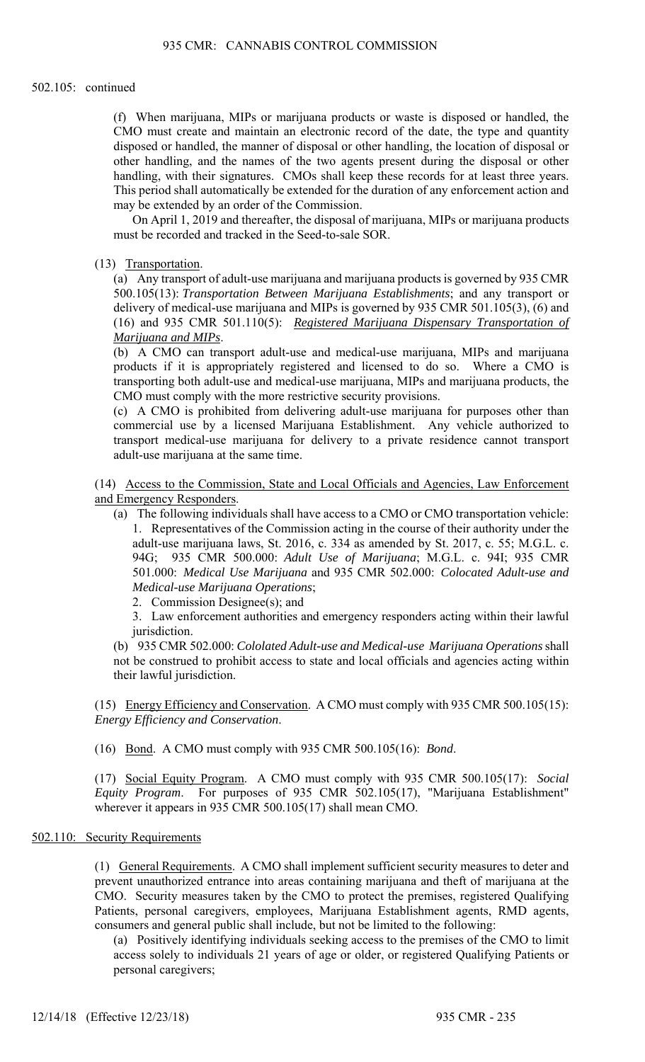502.105: continued

(f) When marijuana, MIPs or marijuana products or waste is disposed or handled, the CMO must create and maintain an electronic record of the date, the type and quantity disposed or handled, the manner of disposal or other handling, the location of disposal or other handling, and the names of the two agents present during the disposal or other handling, with their signatures. CMOs shall keep these records for at least three years. This period shall automatically be extended for the duration of any enforcement action and may be extended by an order of the Commission.

On April 1, 2019 and thereafter, the disposal of marijuana, MIPs or marijuana products must be recorded and tracked in the Seed-to-sale SOR.

(13) Transportation.

(a) Any transport of adult-use marijuana and marijuana products is governed by 935 CMR 500.105(13): *Transportation Between Marijuana Establishments*; and any transport or delivery of medical-use marijuana and MIPs is governed by 935 CMR 501.105(3), (6) and (16) and 935 CMR 501.110(5): *Registered Marijuana Dispensary Transportation of Marijuana and MIPs*.

(b) A CMO can transport adult-use and medical-use marijuana, MIPs and marijuana products if it is appropriately registered and licensed to do so. Where a CMO is transporting both adult-use and medical-use marijuana, MIPs and marijuana products, the CMO must comply with the more restrictive security provisions.

(c) A CMO is prohibited from delivering adult-use marijuana for purposes other than commercial use by a licensed Marijuana Establishment. Any vehicle authorized to transport medical-use marijuana for delivery to a private residence cannot transport adult-use marijuana at the same time.

(14) Access to the Commission, State and Local Officials and Agencies, Law Enforcement and Emergency Responders.

(a) The following individuals shall have access to a CMO or CMO transportation vehicle:

1. Representatives of the Commission acting in the course of their authority under the adult-use marijuana laws, St. 2016, c. 334 as amended by St. 2017, c. 55; M.G.L. c. 94G; 935 CMR 500.000: *Adult Use of Marijuana*; M.G.L. c. 94I; 935 CMR 501.000: *Medical Use Marijuana* and 935 CMR 502.000: *Colocated Adult-use and Medical-use Marijuana Operations*;
2. Commission Designee(s); and
3. Law enforcement authorities and emergency responders acting within their lawful jurisdiction.

(b) 935 CMR 502.000: *Cololated Adult-use and Medical-use Marijuana Operations* shall not be construed to prohibit access to state and local officials and agencies acting within their lawful jurisdiction.

(15) Energy Efficiency and Conservation. A CMO must comply with 935 CMR 500.105(15): *Energy Efficiency and Conservation*.

(16) Bond. A CMO must comply with 935 CMR 500.105(16): *Bond*.

(17) Social Equity Program. A CMO must comply with 935 CMR 500.105(17): *Social Equity Program*. For purposes of 935 CMR 502.105(17), "Marijuana Establishment" wherever it appears in 935 CMR 500.105(17) shall mean CMO.

## 502.110: Security Requirements

(1) General Requirements. A CMO shall implement sufficient security measures to deter and prevent unauthorized entrance into areas containing marijuana and theft of marijuana at the CMO. Security measures taken by the CMO to protect the premises, registered Qualifying Patients, personal caregivers, employees, Marijuana Establishment agents, RMD agents, consumers and general public shall include, but not be limited to the following:

(a) Positively identifying individuals seeking access to the premises of the CMO to limit access solely to individuals 21 years of age or older, or registered Qualifying Patients or personal caregivers;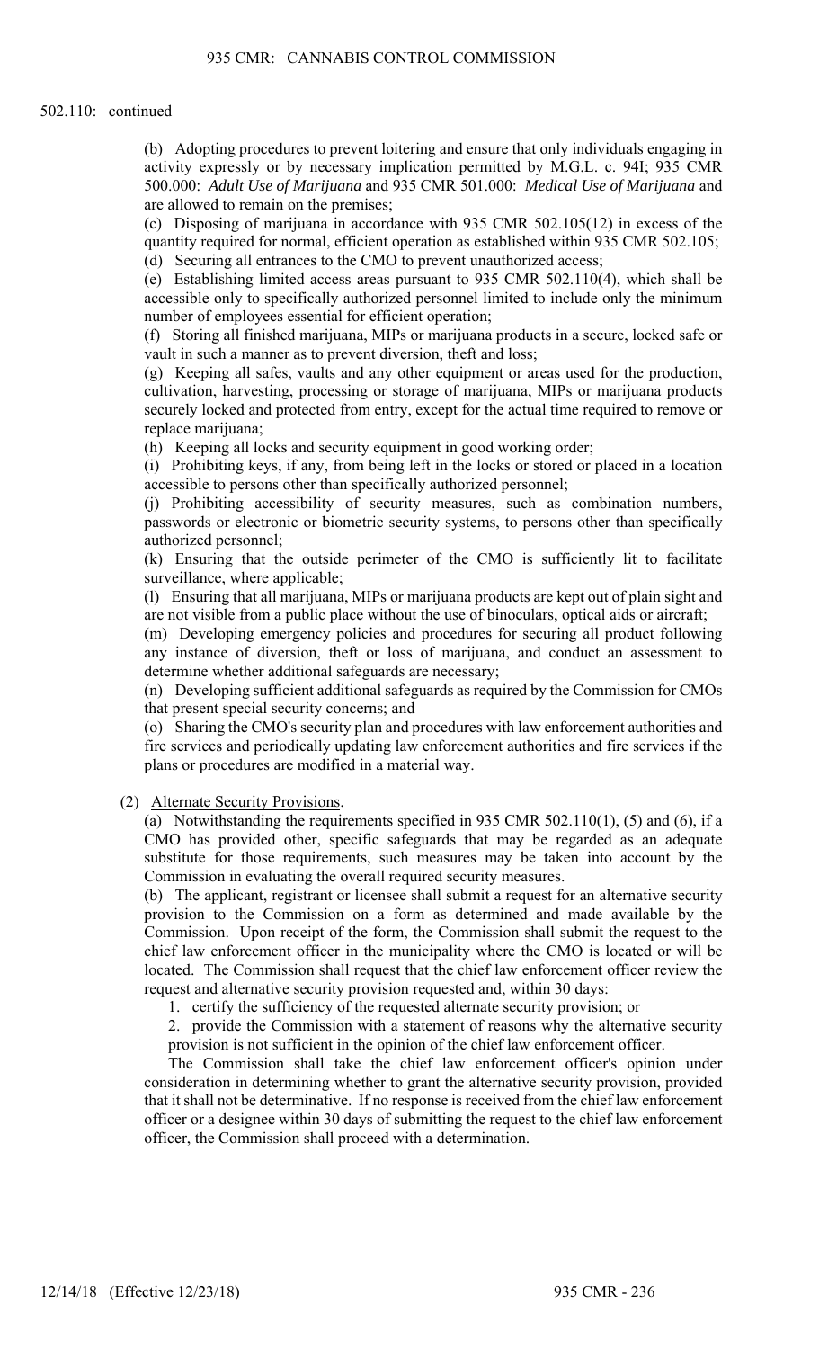502.110: continued

(b) Adopting procedures to prevent loitering and ensure that only individuals engaging in activity expressly or by necessary implication permitted by M.G.L. c. 94I; 935 CMR 500.000: *Adult Use of Marijuana* and 935 CMR 501.000: *Medical Use of Marijuana* and are allowed to remain on the premises;

(c) Disposing of marijuana in accordance with 935 CMR 502.105(12) in excess of the quantity required for normal, efficient operation as established within 935 CMR 502.105;

(d) Securing all entrances to the CMO to prevent unauthorized access;

(e) Establishing limited access areas pursuant to 935 CMR 502.110(4), which shall be accessible only to specifically authorized personnel limited to include only the minimum number of employees essential for efficient operation;

(f) Storing all finished marijuana, MIPs or marijuana products in a secure, locked safe or vault in such a manner as to prevent diversion, theft and loss;

(g) Keeping all safes, vaults and any other equipment or areas used for the production, cultivation, harvesting, processing or storage of marijuana, MIPs or marijuana products securely locked and protected from entry, except for the actual time required to remove or replace marijuana;

(h) Keeping all locks and security equipment in good working order;

(i) Prohibiting keys, if any, from being left in the locks or stored or placed in a location accessible to persons other than specifically authorized personnel;

(j) Prohibiting accessibility of security measures, such as combination numbers, passwords or electronic or biometric security systems, to persons other than specifically authorized personnel;

(k) Ensuring that the outside perimeter of the CMO is sufficiently lit to facilitate surveillance, where applicable;

(l) Ensuring that all marijuana, MIPs or marijuana products are kept out of plain sight and are not visible from a public place without the use of binoculars, optical aids or aircraft;

(m) Developing emergency policies and procedures for securing all product following any instance of diversion, theft or loss of marijuana, and conduct an assessment to determine whether additional safeguards are necessary;

(n) Developing sufficient additional safeguards as required by the Commission for CMOs that present special security concerns; and

(o) Sharing the CMO's security plan and procedures with law enforcement authorities and fire services and periodically updating law enforcement authorities and fire services if the plans or procedures are modified in a material way.

(2) Alternate Security Provisions.

(a) Notwithstanding the requirements specified in 935 CMR 502.110(1), (5) and (6), if a CMO has provided other, specific safeguards that may be regarded as an adequate substitute for those requirements, such measures may be taken into account by the Commission in evaluating the overall required security measures.

(b) The applicant, registrant or licensee shall submit a request for an alternative security provision to the Commission on a form as determined and made available by the Commission. Upon receipt of the form, the Commission shall submit the request to the chief law enforcement officer in the municipality where the CMO is located or will be located. The Commission shall request that the chief law enforcement officer review the request and alternative security provision requested and, within 30 days:

1. certify the sufficiency of the requested alternate security provision; or

2. provide the Commission with a statement of reasons why the alternative security provision is not sufficient in the opinion of the chief law enforcement officer.

The Commission shall take the chief law enforcement officer's opinion under consideration in determining whether to grant the alternative security provision, provided that it shall not be determinative. If no response is received from the chief law enforcement officer or a designee within 30 days of submitting the request to the chief law enforcement officer, the Commission shall proceed with a determination.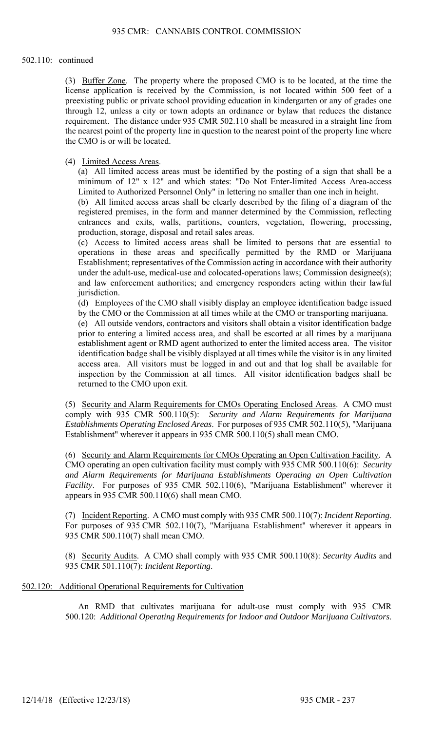502.110: continued

(3) Buffer Zone. The property where the proposed CMO is to be located, at the time the license application is received by the Commission, is not located within 500 feet of a preexisting public or private school providing education in kindergarten or any of grades one through 12, unless a city or town adopts an ordinance or bylaw that reduces the distance requirement. The distance under 935 CMR 502.110 shall be measured in a straight line from the nearest point of the property line in question to the nearest point of the property line where the CMO is or will be located.

(4) Limited Access Areas.

(a) All limited access areas must be identified by the posting of a sign that shall be a minimum of 12" x 12" and which states: "Do Not Enter-limited Access Area-access Limited to Authorized Personnel Only" in lettering no smaller than one inch in height.

(b) All limited access areas shall be clearly described by the filing of a diagram of the registered premises, in the form and manner determined by the Commission, reflecting entrances and exits, walls, partitions, counters, vegetation, flowering, processing, production, storage, disposal and retail sales areas.

(c) Access to limited access areas shall be limited to persons that are essential to operations in these areas and specifically permitted by the RMD or Marijuana Establishment; representatives of the Commission acting in accordance with their authority under the adult-use, medical-use and colocated-operations laws; Commission designee(s); and law enforcement authorities; and emergency responders acting within their lawful jurisdiction.

(d) Employees of the CMO shall visibly display an employee identification badge issued by the CMO or the Commission at all times while at the CMO or transporting marijuana.

(e) All outside vendors, contractors and visitors shall obtain a visitor identification badge prior to entering a limited access area, and shall be escorted at all times by a marijuana establishment agent or RMD agent authorized to enter the limited access area. The visitor identification badge shall be visibly displayed at all times while the visitor is in any limited access area. All visitors must be logged in and out and that log shall be available for inspection by the Commission at all times. All visitor identification badges shall be returned to the CMO upon exit.

(5) Security and Alarm Requirements for CMOs Operating Enclosed Areas. A CMO must comply with 935 CMR 500.110(5): *Security and Alarm Requirements for Marijuana Establishments Operating Enclosed Areas*. For purposes of 935 CMR 502.110(5), "Marijuana Establishment" wherever it appears in 935 CMR 500.110(5) shall mean CMO.

(6) Security and Alarm Requirements for CMOs Operating an Open Cultivation Facility. A CMO operating an open cultivation facility must comply with 935 CMR 500.110(6): *Security and Alarm Requirements for Marijuana Establishments Operating an Open Cultivation Facility*. For purposes of 935 CMR 502.110(6), "Marijuana Establishment" wherever it appears in 935 CMR 500.110(6) shall mean CMO.

(7) Incident Reporting. A CMO must comply with 935 CMR 500.110(7): *Incident Reporting*. For purposes of 935 CMR 502.110(7), "Marijuana Establishment" wherever it appears in 935 CMR 500.110(7) shall mean CMO.

(8) Security Audits. A CMO shall comply with 935 CMR 500.110(8): *Security Audits* and 935 CMR 501.110(7): *Incident Reporting*.

## 502.120: Additional Operational Requirements for Cultivation

An RMD that cultivates marijuana for adult-use must comply with 935 CMR 500.120: *Additional Operating Requirements for Indoor and Outdoor Marijuana Cultivators*.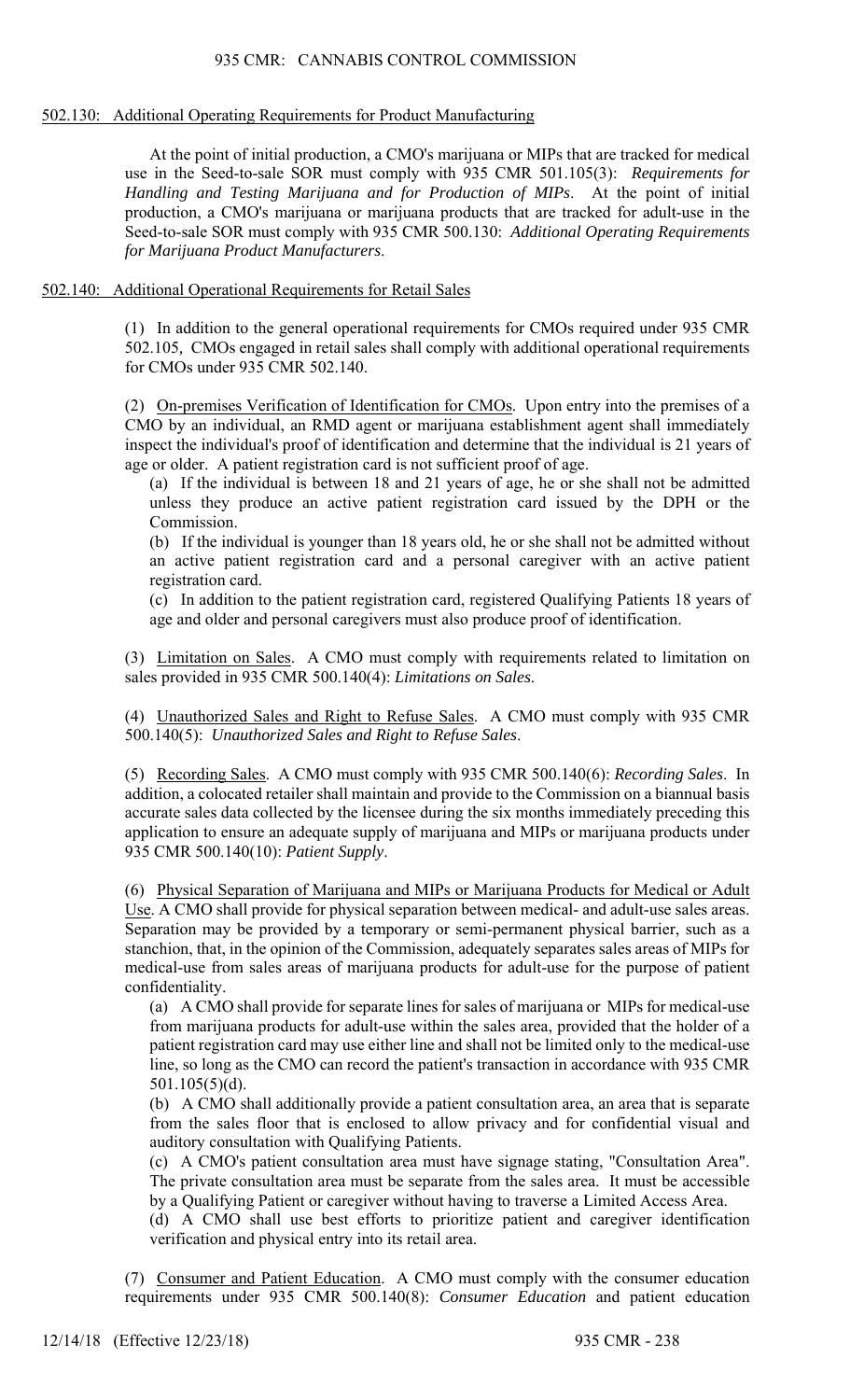## 502.130: Additional Operating Requirements for Product Manufacturing

At the point of initial production, a CMO's marijuana or MIPs that are tracked for medical use in the Seed-to-sale SOR must comply with 935 CMR 501.105(3): *Requirements for Handling and Testing Marijuana and for Production of MIPs*. At the point of initial production, a CMO's marijuana or marijuana products that are tracked for adult-use in the Seed-to-sale SOR must comply with 935 CMR 500.130: *Additional Operating Requirements for Marijuana Product Manufacturers*.

## 502.140: Additional Operational Requirements for Retail Sales

(1) In addition to the general operational requirements for CMOs required under 935 CMR 502.105, CMOs engaged in retail sales shall comply with additional operational requirements for CMOs under 935 CMR 502.140.

(2) On-premises Verification of Identification for CMOs. Upon entry into the premises of a CMO by an individual, an RMD agent or marijuana establishment agent shall immediately inspect the individual's proof of identification and determine that the individual is 21 years of age or older. A patient registration card is not sufficient proof of age.

(a) If the individual is between 18 and 21 years of age, he or she shall not be admitted unless they produce an active patient registration card issued by the DPH or the Commission.

(b) If the individual is younger than 18 years old, he or she shall not be admitted without an active patient registration card and a personal caregiver with an active patient registration card.

(c) In addition to the patient registration card, registered Qualifying Patients 18 years of age and older and personal caregivers must also produce proof of identification.

(3) Limitation on Sales. A CMO must comply with requirements related to limitation on sales provided in 935 CMR 500.140(4): *Limitations on Sales*.

(4) Unauthorized Sales and Right to Refuse Sales. A CMO must comply with 935 CMR 500.140(5): *Unauthorized Sales and Right to Refuse Sales*.

(5) Recording Sales. A CMO must comply with 935 CMR 500.140(6): *Recording Sales*. In addition, a colocated retailer shall maintain and provide to the Commission on a biannual basis accurate sales data collected by the licensee during the six months immediately preceding this application to ensure an adequate supply of marijuana and MIPs or marijuana products under 935 CMR 500.140(10): *Patient Supply*.

(6) Physical Separation of Marijuana and MIPs or Marijuana Products for Medical or Adult Use. A CMO shall provide for physical separation between medical- and adult-use sales areas. Separation may be provided by a temporary or semi-permanent physical barrier, such as a stanchion, that, in the opinion of the Commission, adequately separates sales areas of MIPs for medical-use from sales areas of marijuana products for adult-use for the purpose of patient confidentiality.

(a) A CMO shall provide for separate lines for sales of marijuana or MIPs for medical-use from marijuana products for adult-use within the sales area, provided that the holder of a patient registration card may use either line and shall not be limited only to the medical-use line, so long as the CMO can record the patient's transaction in accordance with 935 CMR 501.105(5)(d).

(b) A CMO shall additionally provide a patient consultation area, an area that is separate from the sales floor that is enclosed to allow privacy and for confidential visual and auditory consultation with Qualifying Patients.

(c) A CMO's patient consultation area must have signage stating, "Consultation Area". The private consultation area must be separate from the sales area. It must be accessible by a Qualifying Patient or caregiver without having to traverse a Limited Access Area.

(d) A CMO shall use best efforts to prioritize patient and caregiver identification verification and physical entry into its retail area.

(7) Consumer and Patient Education. A CMO must comply with the consumer education requirements under 935 CMR 500.140(8): *Consumer Education* and patient education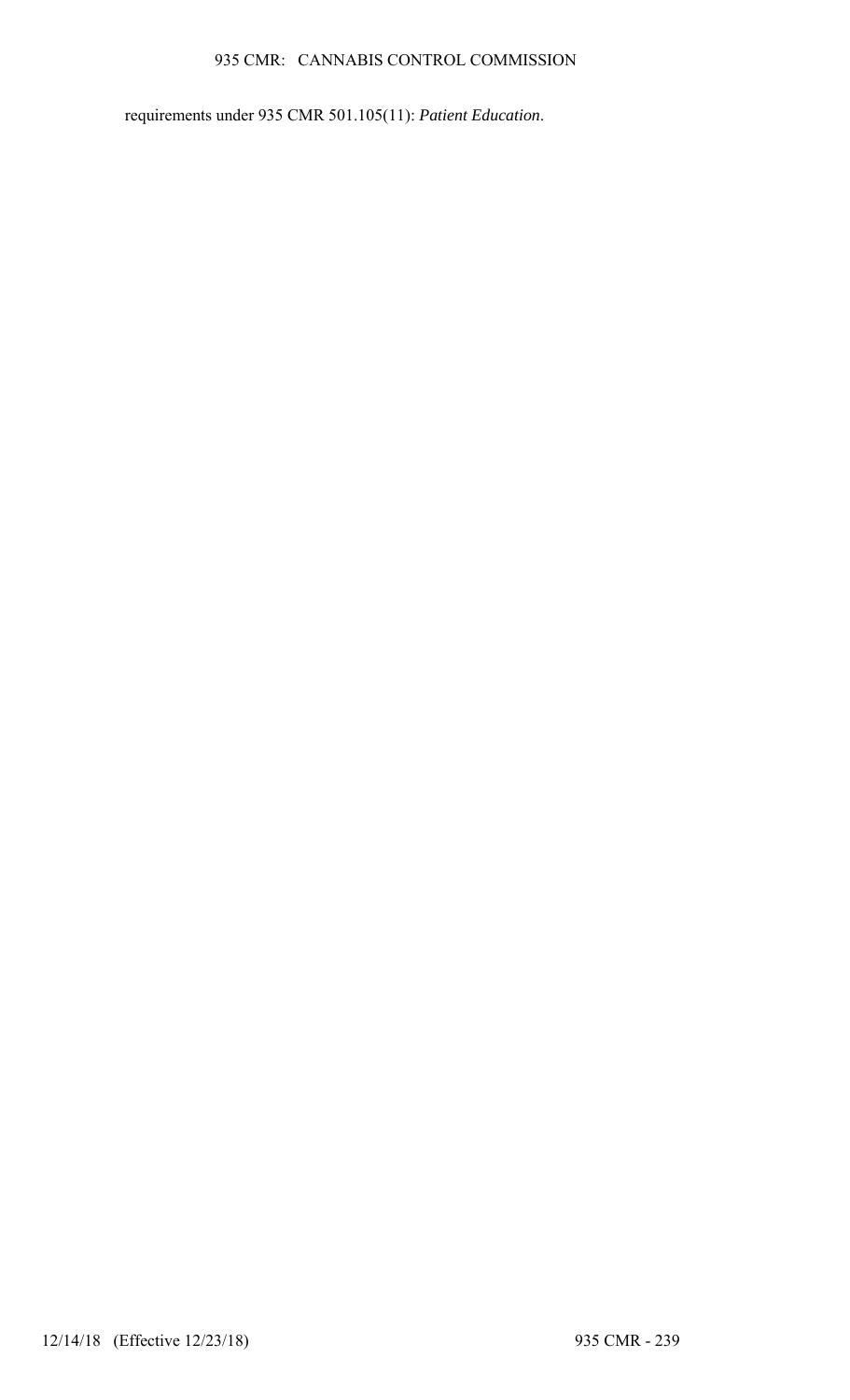requirements under 935 CMR 501.105(11): *Patient Education*.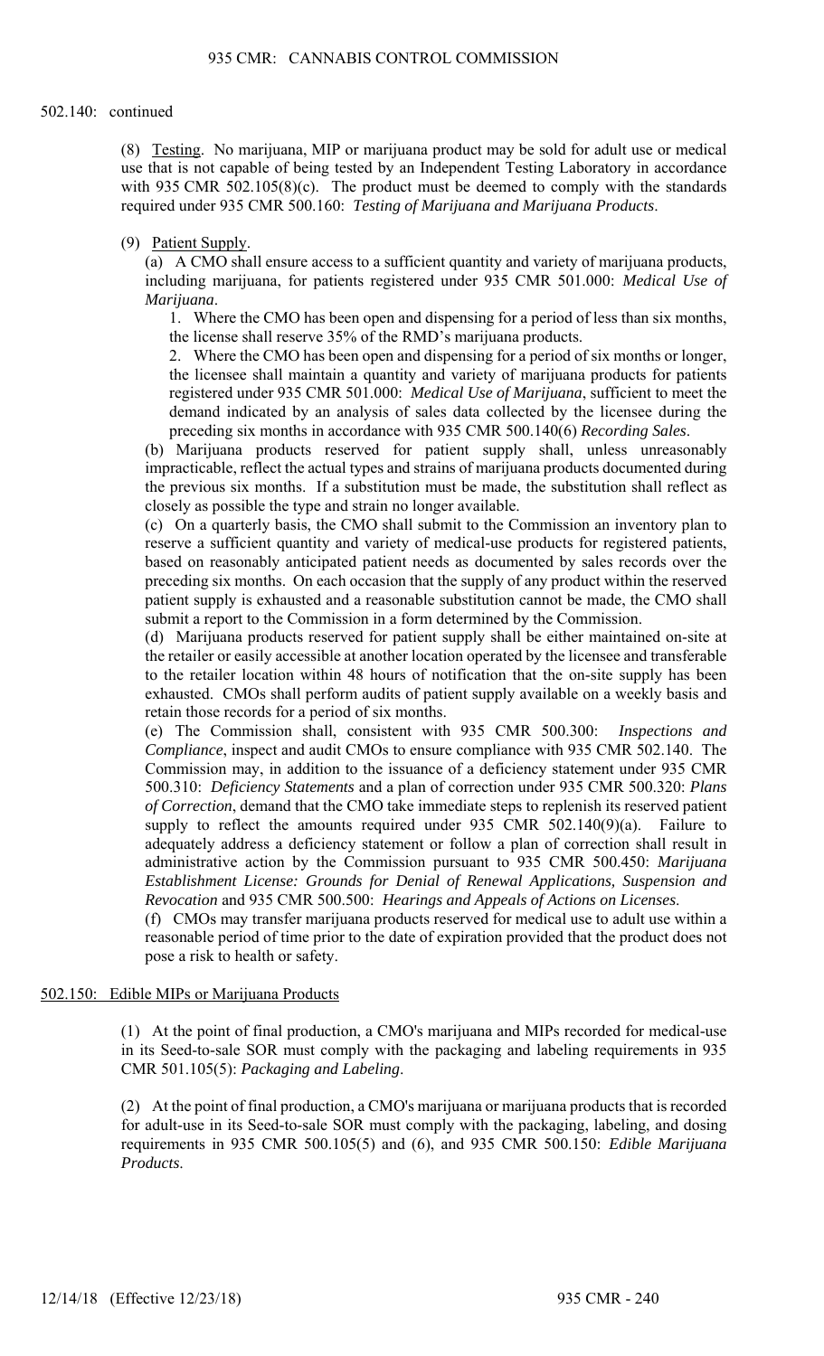502.140: continued

(8) Testing. No marijuana, MIP or marijuana product may be sold for adult use or medical use that is not capable of being tested by an Independent Testing Laboratory in accordance with 935 CMR 502.105(8)(c). The product must be deemed to comply with the standards required under 935 CMR 500.160: *Testing of Marijuana and Marijuana Products*.

(9) Patient Supply.

(a) A CMO shall ensure access to a sufficient quantity and variety of marijuana products, including marijuana, for patients registered under 935 CMR 501.000: *Medical Use of Marijuana*.

1. Where the CMO has been open and dispensing for a period of less than six months, the license shall reserve 35% of the RMD's marijuana products.

2. Where the CMO has been open and dispensing for a period of six months or longer, the licensee shall maintain a quantity and variety of marijuana products for patients registered under 935 CMR 501.000: *Medical Use of Marijuana*, sufficient to meet the demand indicated by an analysis of sales data collected by the licensee during the preceding six months in accordance with 935 CMR 500.140(6) *Recording Sales*.

(b) Marijuana products reserved for patient supply shall, unless unreasonably impracticable, reflect the actual types and strains of marijuana products documented during the previous six months. If a substitution must be made, the substitution shall reflect as closely as possible the type and strain no longer available.

(c) On a quarterly basis, the CMO shall submit to the Commission an inventory plan to reserve a sufficient quantity and variety of medical-use products for registered patients, based on reasonably anticipated patient needs as documented by sales records over the preceding six months. On each occasion that the supply of any product within the reserved patient supply is exhausted and a reasonable substitution cannot be made, the CMO shall submit a report to the Commission in a form determined by the Commission.

(d) Marijuana products reserved for patient supply shall be either maintained on-site at the retailer or easily accessible at another location operated by the licensee and transferable to the retailer location within 48 hours of notification that the on-site supply has been exhausted. CMOs shall perform audits of patient supply available on a weekly basis and retain those records for a period of six months.

(e) The Commission shall, consistent with 935 CMR 500.300: *Inspections and Compliance*, inspect and audit CMOs to ensure compliance with 935 CMR 502.140. The Commission may, in addition to the issuance of a deficiency statement under 935 CMR 500.310: *Deficiency Statements* and a plan of correction under 935 CMR 500.320: *Plans of Correction*, demand that the CMO take immediate steps to replenish its reserved patient supply to reflect the amounts required under 935 CMR 502.140(9)(a). Failure to adequately address a deficiency statement or follow a plan of correction shall result in administrative action by the Commission pursuant to 935 CMR 500.450: *Marijuana Establishment License: Grounds for Denial of Renewal Applications, Suspension and Revocation* and 935 CMR 500.500: *Hearings and Appeals of Actions on Licenses*.

(f) CMOs may transfer marijuana products reserved for medical use to adult use within a reasonable period of time prior to the date of expiration provided that the product does not pose a risk to health or safety.

## 502.150: Edible MIPs or Marijuana Products

(1) At the point of final production, a CMO's marijuana and MIPs recorded for medical-use in its Seed-to-sale SOR must comply with the packaging and labeling requirements in 935 CMR 501.105(5): *Packaging and Labeling*.

(2) At the point of final production, a CMO's marijuana or marijuana products that is recorded for adult-use in its Seed-to-sale SOR must comply with the packaging, labeling, and dosing requirements in 935 CMR 500.105(5) and (6), and 935 CMR 500.150: *Edible Marijuana Products*.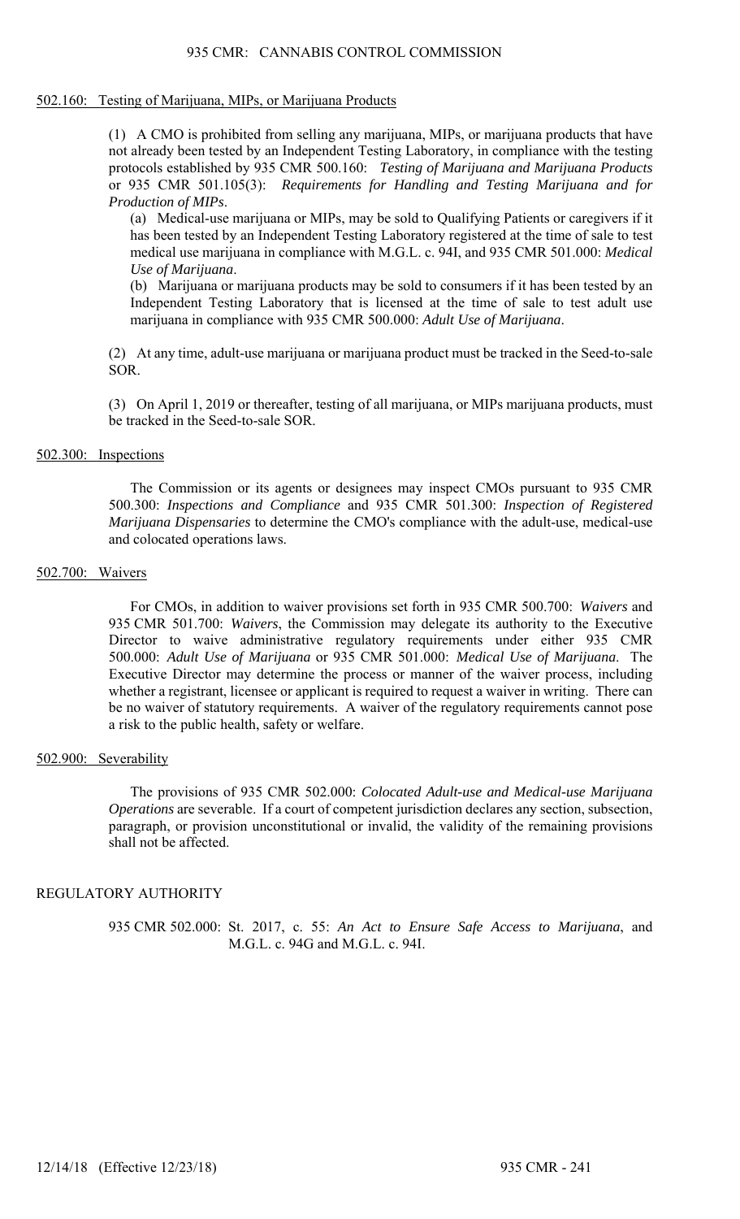## 502.160: Testing of Marijuana, MIPs, or Marijuana Products

(1) A CMO is prohibited from selling any marijuana, MIPs, or marijuana products that have not already been tested by an Independent Testing Laboratory, in compliance with the testing protocols established by 935 CMR 500.160: *Testing of Marijuana and Marijuana Products* or 935 CMR 501.105(3): *Requirements for Handling and Testing Marijuana and for Production of MIPs*.

(a) Medical-use marijuana or MIPs, may be sold to Qualifying Patients or caregivers if it has been tested by an Independent Testing Laboratory registered at the time of sale to test medical use marijuana in compliance with M.G.L. c. 94I, and 935 CMR 501.000: *Medical Use of Marijuana*.

(b) Marijuana or marijuana products may be sold to consumers if it has been tested by an Independent Testing Laboratory that is licensed at the time of sale to test adult use marijuana in compliance with 935 CMR 500.000: *Adult Use of Marijuana*.

(2) At any time, adult-use marijuana or marijuana product must be tracked in the Seed-to-sale SOR.

(3) On April 1, 2019 or thereafter, testing of all marijuana, or MIPs marijuana products, must be tracked in the Seed-to-sale SOR.

## 502.300: Inspections

The Commission or its agents or designees may inspect CMOs pursuant to 935 CMR 500.300: *Inspections and Compliance* and 935 CMR 501.300: *Inspection of Registered Marijuana Dispensaries* to determine the CMO's compliance with the adult-use, medical-use and colocated operations laws.

## 502.700: Waivers

For CMOs, in addition to waiver provisions set forth in 935 CMR 500.700: *Waivers* and 935 CMR 501.700: *Waivers*, the Commission may delegate its authority to the Executive Director to waive administrative regulatory requirements under either 935 CMR 500.000: *Adult Use of Marijuana* or 935 CMR 501.000: *Medical Use of Marijuana*. The Executive Director may determine the process or manner of the waiver process, including whether a registrant, licensee or applicant is required to request a waiver in writing. There can be no waiver of statutory requirements. A waiver of the regulatory requirements cannot pose a risk to the public health, safety or welfare.

## 502.900: Severability

The provisions of 935 CMR 502.000: *Colocated Adult-use and Medical-use Marijuana Operations* are severable. If a court of competent jurisdiction declares any section, subsection, paragraph, or provision unconstitutional or invalid, the validity of the remaining provisions shall not be affected.

## REGULATORY AUTHORITY

935 CMR 502.000: St. 2017, c. 55: *An Act to Ensure Safe Access to Marijuana*, and M.G.L. c. 94G and M.G.L. c. 94I.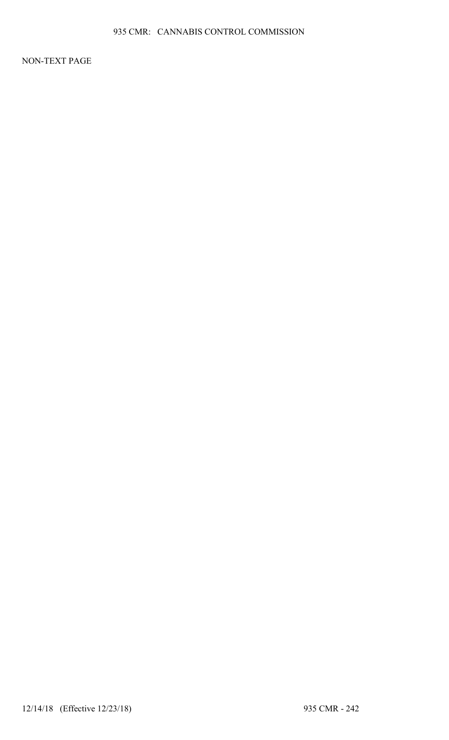NON-TEXT PAGE